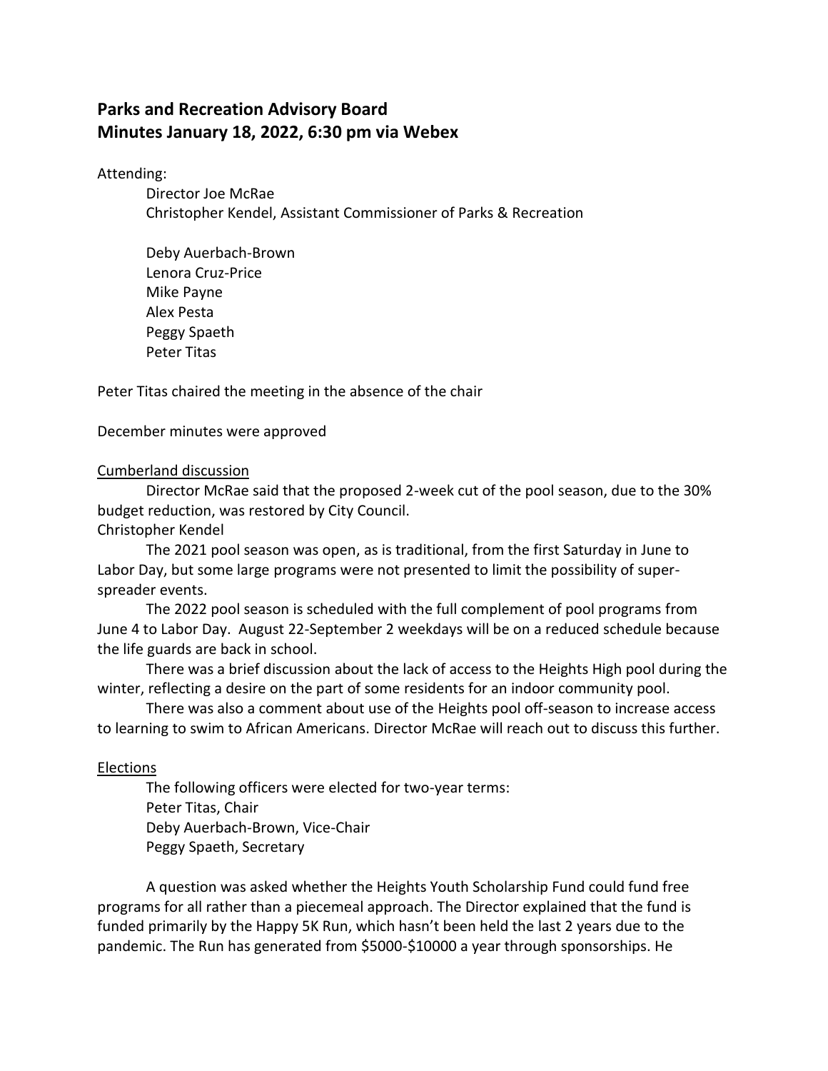# Parks and Recreation Advisory Board
# Minutes January 18, 2022, 6:30 pm via Webex

Attending:

Director Joe McRae
Christopher Kendel, Assistant Commissioner of Parks & Recreation

Deby Auerbach-Brown
Lenora Cruz-Price
Mike Payne
Alex Pesta
Peggy Spaeth
Peter Titas

Peter Titas chaired the meeting in the absence of the chair

December minutes were approved

<u>Cumberland discussion</u>

Director McRae said that the proposed 2-week cut of the pool season, due to the 30% budget reduction, was restored by City Council.

Christopher Kendel

The 2021 pool season was open, as is traditional, from the first Saturday in June to Labor Day, but some large programs were not presented to limit the possibility of super-spreader events.

The 2022 pool season is scheduled with the full complement of pool programs from June 4 to Labor Day. August 22-September 2 weekdays will be on a reduced schedule because the life guards are back in school.

There was a brief discussion about the lack of access to the Heights High pool during the winter, reflecting a desire on the part of some residents for an indoor community pool.

There was also a comment about use of the Heights pool off-season to increase access to learning to swim to African Americans. Director McRae will reach out to discuss this further.

<u>Elections</u>

The following officers were elected for two-year terms:
Peter Titas, Chair
Deby Auerbach-Brown, Vice-Chair
Peggy Spaeth, Secretary

A question was asked whether the Heights Youth Scholarship Fund could fund free programs for all rather than a piecemeal approach. The Director explained that the fund is funded primarily by the Happy 5K Run, which hasn't been held the last 2 years due to the pandemic. The Run has generated from $5000-$10000 a year through sponsorships. He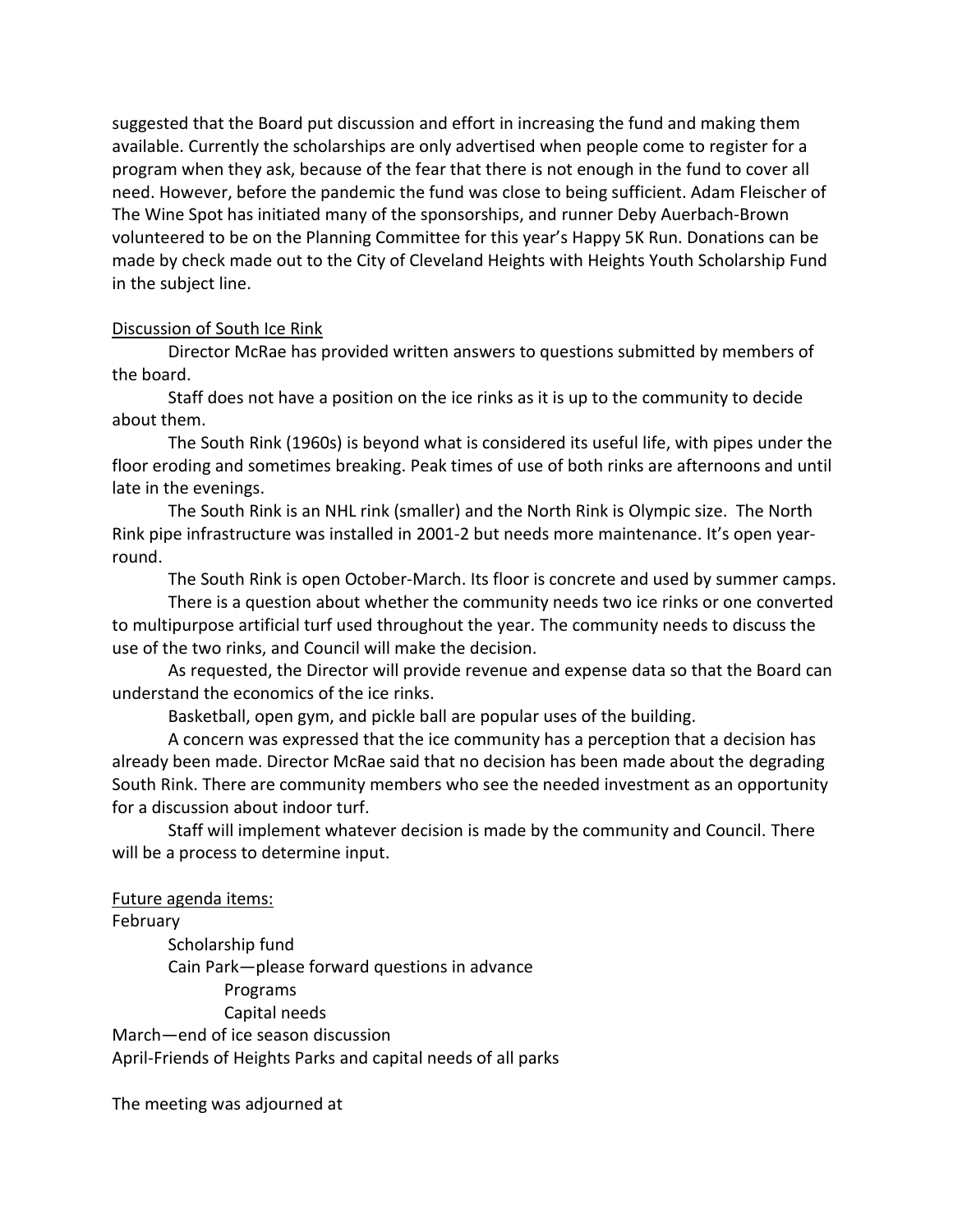suggested that the Board put discussion and effort in increasing the fund and making them available. Currently the scholarships are only advertised when people come to register for a program when they ask, because of the fear that there is not enough in the fund to cover all need. However, before the pandemic the fund was close to being sufficient. Adam Fleischer of The Wine Spot has initiated many of the sponsorships, and runner Deby Auerbach-Brown volunteered to be on the Planning Committee for this year's Happy 5K Run. Donations can be made by check made out to the City of Cleveland Heights with Heights Youth Scholarship Fund in the subject line.

<u>Discussion of South Ice Rink</u>

Director McRae has provided written answers to questions submitted by members of the board.

Staff does not have a position on the ice rinks as it is up to the community to decide about them.

The South Rink (1960s) is beyond what is considered its useful life, with pipes under the floor eroding and sometimes breaking. Peak times of use of both rinks are afternoons and until late in the evenings.

The South Rink is an NHL rink (smaller) and the North Rink is Olympic size. The North Rink pipe infrastructure was installed in 2001-2 but needs more maintenance. It's open year-round.

The South Rink is open October-March. Its floor is concrete and used by summer camps.

There is a question about whether the community needs two ice rinks or one converted to multipurpose artificial turf used throughout the year. The community needs to discuss the use of the two rinks, and Council will make the decision.

As requested, the Director will provide revenue and expense data so that the Board can understand the economics of the ice rinks.

Basketball, open gym, and pickle ball are popular uses of the building.

A concern was expressed that the ice community has a perception that a decision has already been made. Director McRae said that no decision has been made about the degrading South Rink. There are community members who see the needed investment as an opportunity for a discussion about indoor turf.

Staff will implement whatever decision is made by the community and Council. There will be a process to determine input.

<u>Future agenda items:</u>

February
- Scholarship fund
- Cain Park—please forward questions in advance
  - Programs
  - Capital needs

March—end of ice season discussion

April-Friends of Heights Parks and capital needs of all parks

The meeting was adjourned at